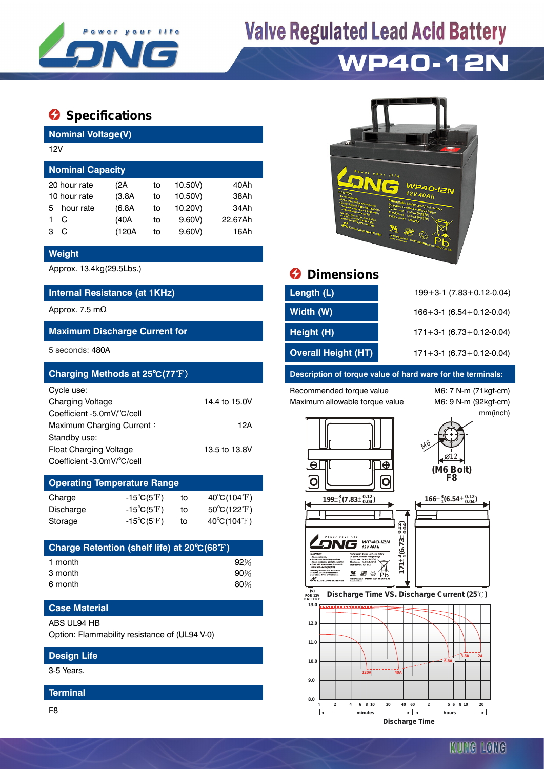# Valve Regulated Lead Acid Battery

# WP40-12N

## Specifications

### Nominal Voltage(V)

12V

### Nominal Capacity

| | | | | |
|---|---|---|---|---|
| 20 hour rate | (2A | to | 10.50V) | 40Ah |
| 10 hour rate | (3.8A | to | 10.50V) | 38Ah |
| 5 hour rate | (6.8A | to | 10.20V) | 34Ah |
| 1 C | (40A | to | 9.60V) | 22.67Ah |
| 3 C | (120A | to | 9.60V) | 16Ah |

### Weight

Approx. 13.4kg(29.5Lbs.)

### Internal Resistance (at 1KHz)

Approx. 7.5 mΩ

### Maximum Discharge Current for

5 seconds: 480A

### Charging Methods at 25℃(77℉)

| | |
|---|---|
| Cycle use: | |
| Charging Voltage | 14.4 to 15.0V |
| Coefficient -5.0mV/℃/cell | |
| Maximum Charging Current： | 12A |
| Standby use: | |
| Float Charging Voltage | 13.5 to 13.8V |
| Coefficient -3.0mV/℃/cell | |

### Operating Temperature Range

| | | | |
|---|---|---|---|
| Charge | -15℃(5℉) | to | 40℃(104℉) |
| Discharge | -15℃(5℉) | to | 50℃(122℉) |
| Storage | -15℃(5℉) | to | 40℃(104℉) |

### Charge Retention (shelf life) at 20℃(68℉)

| | |
|---|---|
| 1 month | 92% |
| 3 month | 90% |
| 6 month | 80% |

### Case Material

ABS UL94 HB

Option: Flammability resistance of (UL94 V-0)

### Design Life

3-5 Years.

### Terminal

F8

## Dimensions

| | |
|---|---|
| Length (L) | 199+3-1 (7.83+0.12-0.04) |
| Width (W) | 166+3-1 (6.54+0.12-0.04) |
| Height (H) | 171+3-1 (6.73+0.12-0.04) |
| Overall Height (HT) | 171+3-1 (6.73+0.12-0.04) |

### Description of torque value of hard ware for the terminals:

| | |
|---|---|
| Recommended torque value | M6: 7 N-m (71kgf-cm) |
| Maximum allowable torque value | M6: 9 N-m (92kgf-cm) |

mm(inch)

M6 ⌀12 (M6 Bolt) F8

$199\pm^{3}_{1}(7.83\pm^{0.12}_{0.04})$ $166\pm^{3}_{1}(6.54\pm^{0.12}_{0.04})$ $171\pm^{3}_{1}(6.73\pm^{0.12}_{0.04})$

### Discharge Time VS. Discharge Current (25℃)

(V) FOR 12V BATTERY

Discharge Time (minutes / hours)

KUNG LONG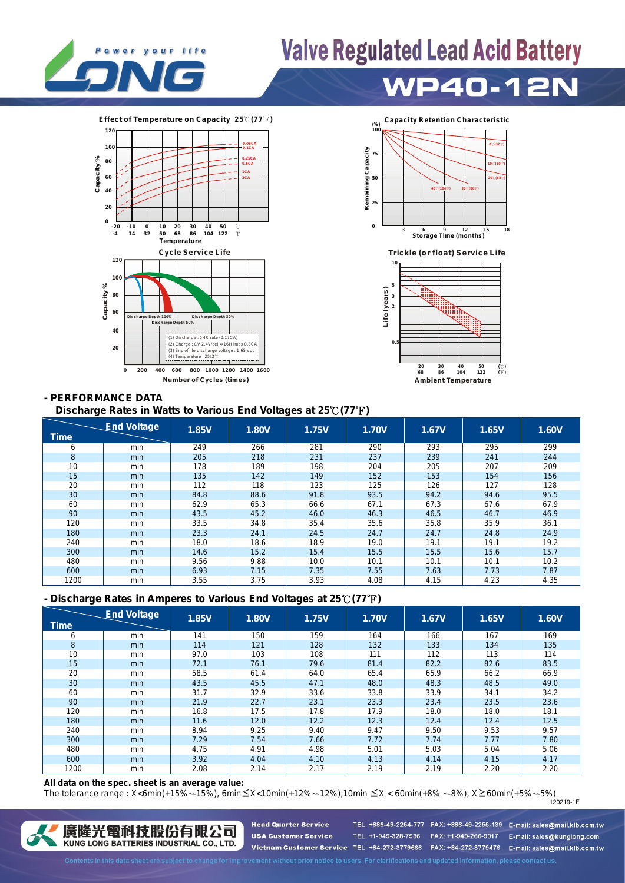# Valve Regulated Lead Acid Battery

## WP40-12N

Power your life

LONG

Effect of Temperature on Capacity 25℃(77℉)

120
100
80
60
40
20
0

Capacity %

0.05CA
0.1CA
0.25CA
0.6CA
1CA
2CA

-20 -10 0 10 20 30 40 50 ℃
-4 14 32 50 68 86 104 122 ℉

Temperature

Capacity Retention Characteristic

(%)
100
75
50
25
0

Remaining Capacity

0℃(32℉)
10℃(50℉)
20℃(68℉)
40℃(104℉)
30℃(86℉)

3 6 9 12 15 18

Storage Time (months)

Cycle Service Life

120
100
80
60
40
20

Capacity %

Discharge Depth 100%
Discharge Depth 50%
Discharge Depth 30%

(1) Discharge : 5HR rate (0.17CA)
(2) Charge : CV 2.4V/cell±16H Imax 0.3CA
(3) End of life discharge voltage : 1.65 Vpc
(4) Temperature : 25±2℃

0 200 400 600 800 1000 1200 1400 1600

Number of Cycles (times)

Trickle (or float) Service Life

10
5
3
2
0.5

Life (years)

20 30 40 50 (℃)
68 86 104 122 (℉)

Ambient Temperature

## - PERFORMANCE DATA

### Discharge Rates in Watts to Various End Voltages at 25℃(77℉)

| Time | End Voltage | 1.85V | 1.80V | 1.75V | 1.70V | 1.67V | 1.65V | 1.60V |
|---|---|---|---|---|---|---|---|---|
| 6 | min | 249 | 266 | 281 | 290 | 293 | 295 | 299 |
| 8 | min | 205 | 218 | 231 | 237 | 239 | 241 | 244 |
| 10 | min | 178 | 189 | 198 | 204 | 205 | 207 | 209 |
| 15 | min | 135 | 142 | 149 | 152 | 153 | 154 | 156 |
| 20 | min | 112 | 118 | 123 | 125 | 126 | 127 | 128 |
| 30 | min | 84.8 | 88.6 | 91.8 | 93.5 | 94.2 | 94.6 | 95.5 |
| 60 | min | 62.9 | 65.3 | 66.6 | 67.1 | 67.3 | 67.6 | 67.9 |
| 90 | min | 43.5 | 45.2 | 46.0 | 46.3 | 46.5 | 46.7 | 46.9 |
| 120 | min | 33.5 | 34.8 | 35.4 | 35.6 | 35.8 | 35.9 | 36.1 |
| 180 | min | 23.3 | 24.1 | 24.5 | 24.7 | 24.7 | 24.8 | 24.9 |
| 240 | min | 18.0 | 18.6 | 18.9 | 19.0 | 19.1 | 19.1 | 19.2 |
| 300 | min | 14.6 | 15.2 | 15.4 | 15.5 | 15.5 | 15.6 | 15.7 |
| 480 | min | 9.56 | 9.88 | 10.0 | 10.1 | 10.1 | 10.1 | 10.2 |
| 600 | min | 6.93 | 7.15 | 7.35 | 7.55 | 7.63 | 7.73 | 7.87 |
| 1200 | min | 3.55 | 3.75 | 3.93 | 4.08 | 4.15 | 4.23 | 4.35 |

### - Discharge Rates in Amperes to Various End Voltages at 25℃(77℉)

| Time | End Voltage | 1.85V | 1.80V | 1.75V | 1.70V | 1.67V | 1.65V | 1.60V |
|---|---|---|---|---|---|---|---|---|
| 6 | min | 141 | 150 | 159 | 164 | 166 | 167 | 169 |
| 8 | min | 114 | 121 | 128 | 132 | 133 | 134 | 135 |
| 10 | min | 97.0 | 103 | 108 | 111 | 112 | 113 | 114 |
| 15 | min | 72.1 | 76.1 | 79.6 | 81.4 | 82.2 | 82.6 | 83.5 |
| 20 | min | 58.5 | 61.4 | 64.0 | 65.4 | 65.9 | 66.2 | 66.9 |
| 30 | min | 43.5 | 45.5 | 47.1 | 48.0 | 48.3 | 48.5 | 49.0 |
| 60 | min | 31.7 | 32.9 | 33.6 | 33.8 | 33.9 | 34.1 | 34.2 |
| 90 | min | 21.9 | 22.7 | 23.1 | 23.3 | 23.4 | 23.5 | 23.6 |
| 120 | min | 16.8 | 17.5 | 17.8 | 17.9 | 18.0 | 18.0 | 18.1 |
| 180 | min | 11.6 | 12.0 | 12.2 | 12.3 | 12.4 | 12.4 | 12.5 |
| 240 | min | 8.94 | 9.25 | 9.40 | 9.47 | 9.50 | 9.53 | 9.57 |
| 300 | min | 7.29 | 7.54 | 7.66 | 7.72 | 7.74 | 7.77 | 7.80 |
| 480 | min | 4.75 | 4.91 | 4.98 | 5.01 | 5.03 | 5.04 | 5.06 |
| 600 | min | 3.92 | 4.04 | 4.10 | 4.13 | 4.14 | 4.15 | 4.17 |
| 1200 | min | 2.08 | 2.14 | 2.17 | 2.19 | 2.19 | 2.20 | 2.20 |

**All data on the spec. sheet is an average value:**

The tolerance range : X<6min(+15%~-15%), 6min≦X<10min(+12%~-12%),10min ≦X < 60min(+8% ~-8%), X≧60min(+5%~-5%)

120219-1F

廣隆光電科技股份有限公司
KUNG LONG BATTERIES INDUSTRIAL CO., LTD.

| | | | |
|---|---|---|---|
| Head Quarter Service | TEL: +886-49-2254-777 | FAX: +886-49-2255-139 | E-mail: sales@mail.klb.com.tw |
| USA Customer Service | TEL: +1-949-328-7936 | FAX: +1-949-266-9917 | E-mail: sales@kunglong.com |
| Vietnam Customer Service | TEL: +84-272-3779666 | FAX: +84-272-3779476 | E-mail: sales@mail.klb.com.tw |

Contents in this data sheet are subject to change for improvement without prior notice to users. For clarifications and updated information, please contact us.